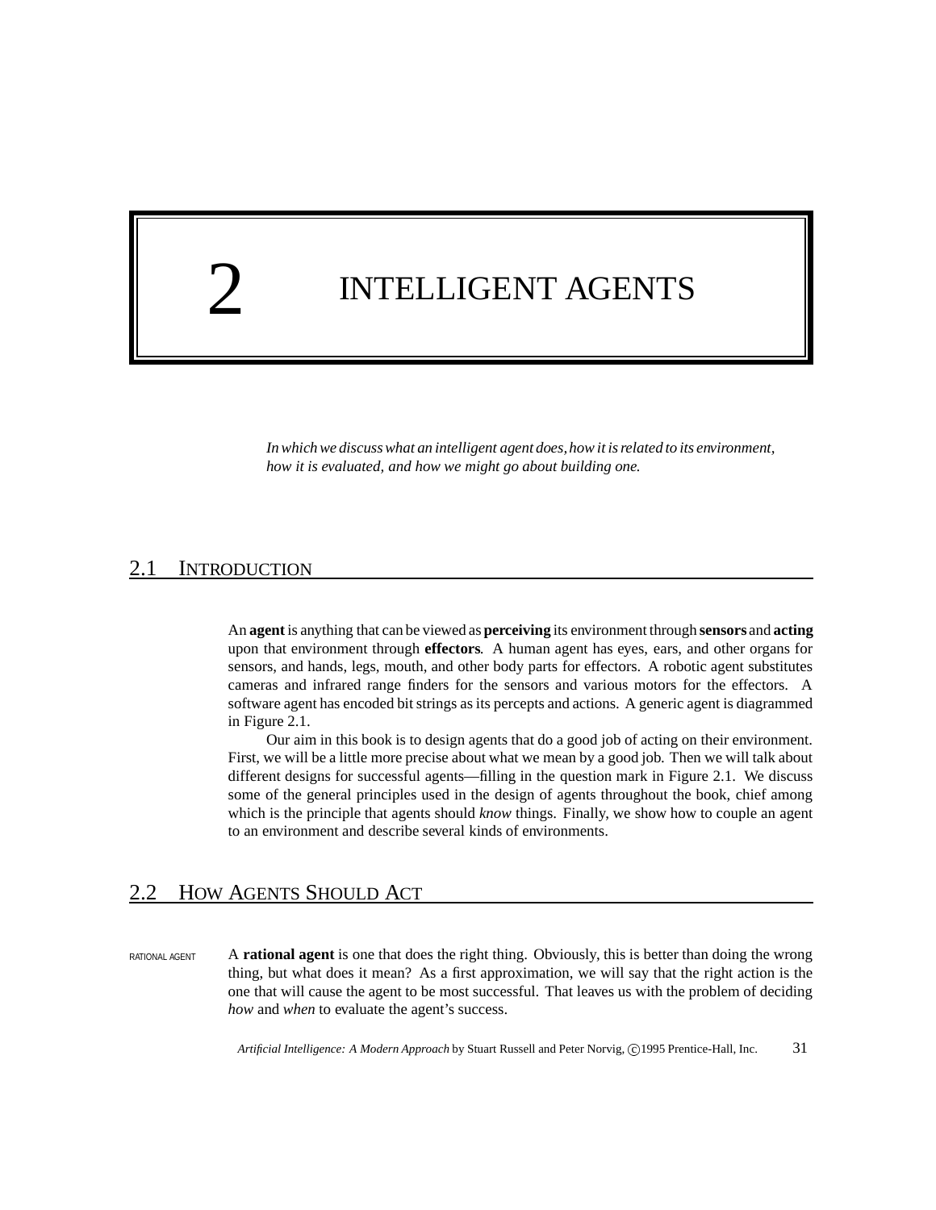# 2 INTELLIGENT AGENTS

*In which we discuss what an intelligent agent does, how it is related to its environment, how it is evaluated, and how we might go about building one.*

## 2.1 INTRODUCTION

An **agent** is anything that can be viewed as **perceiving** its environment through **sensors** and **acting** upon that environment through **effectors**. A human agent has eyes, ears, and other organs for sensors, and hands, legs, mouth, and other body parts for effectors. A robotic agent substitutes cameras and infrared range finders for the sensors and various motors for the effectors. A software agent has encoded bit strings as its percepts and actions. A generic agent is diagrammed in Figure 2.1.

Our aim in this book is to design agents that do a good job of acting on their environment. First, we will be a little more precise about what we mean by a good job. Then we will talk about different designs for successful agents—filling in the question mark in Figure 2.1. We discuss some of the general principles used in the design of agents throughout the book, chief among which is the principle that agents should *know* things. Finally, we show how to couple an agent to an environment and describe several kinds of environments.

## 2.2 HOW AGENTS SHOULD ACT

RATIONAL AGENT

A **rational agent** is one that does the right thing. Obviously, this is better than doing the wrong thing, but what does it mean? As a first approximation, we will say that the right action is the one that will cause the agent to be most successful. That leaves us with the problem of deciding *how* and *when* to evaluate the agent's success.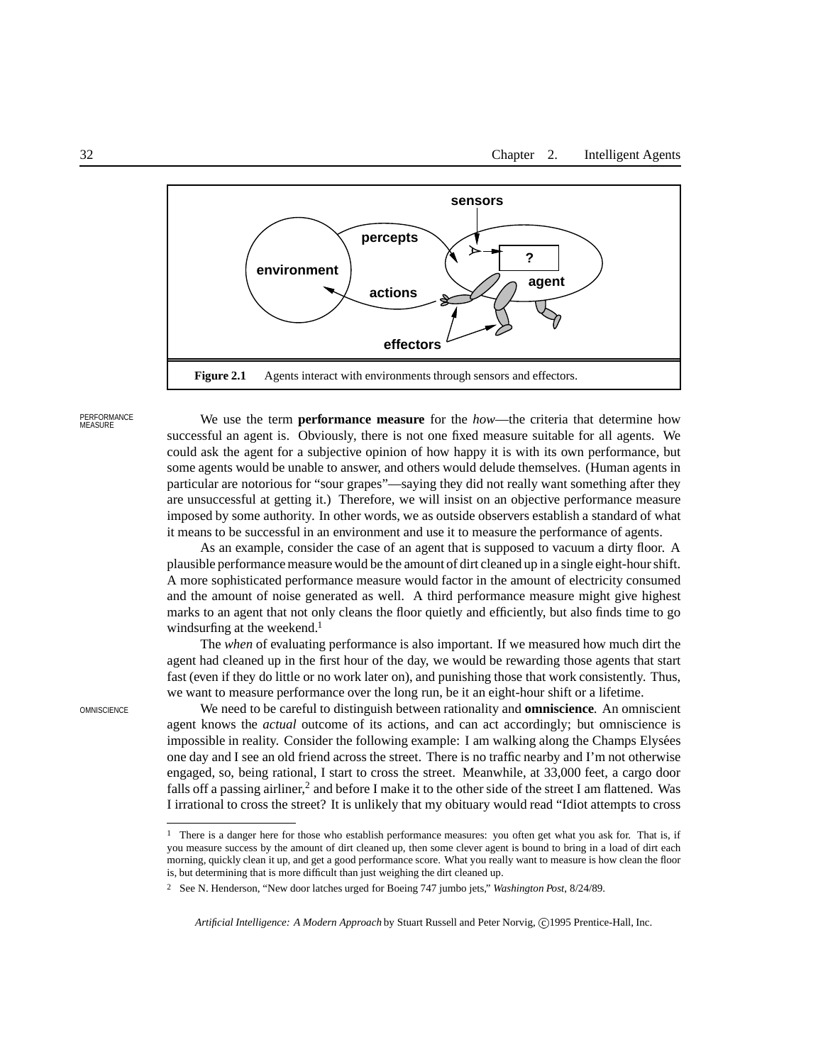**Figure 2.1** Agents interact with environments through sensors and effectors.

PERFORMANCE MEASURE

We use the term **performance measure** for the *how*—the criteria that determine how successful an agent is. Obviously, there is not one fixed measure suitable for all agents. We could ask the agent for a subjective opinion of how happy it is with its own performance, but some agents would be unable to answer, and others would delude themselves. (Human agents in particular are notorious for "sour grapes"—saying they did not really want something after they are unsuccessful at getting it.) Therefore, we will insist on an objective performance measure imposed by some authority. In other words, we as outside observers establish a standard of what it means to be successful in an environment and use it to measure the performance of agents.

As an example, consider the case of an agent that is supposed to vacuum a dirty floor. A plausible performance measure would be the amount of dirt cleaned up in a single eight-hour shift. A more sophisticated performance measure would factor in the amount of electricity consumed and the amount of noise generated as well. A third performance measure might give highest marks to an agent that not only cleans the floor quietly and efficiently, but also finds time to go windsurfing at the weekend.[1]

The *when* of evaluating performance is also important. If we measured how much dirt the agent had cleaned up in the first hour of the day, we would be rewarding those agents that start fast (even if they do little or no work later on), and punishing those that work consistently. Thus, we want to measure performance over the long run, be it an eight-hour shift or a lifetime.

OMNISCIENCE

We need to be careful to distinguish between rationality and **omniscience**. An omniscient agent knows the *actual* outcome of its actions, and can act accordingly; but omniscience is impossible in reality. Consider the following example: I am walking along the Champs Elysées one day and I see an old friend across the street. There is no traffic nearby and I'm not otherwise engaged, so, being rational, I start to cross the street. Meanwhile, at 33,000 feet, a cargo door falls off a passing airliner,[2] and before I make it to the other side of the street I am flattened. Was I irrational to cross the street? It is unlikely that my obituary would read "Idiot attempts to cross

---

[1] There is a danger here for those who establish performance measures: you often get what you ask for. That is, if you measure success by the amount of dirt cleaned up, then some clever agent is bound to bring in a load of dirt each morning, quickly clean it up, and get a good performance score. What you really want to measure is how clean the floor is, but determining that is more difficult than just weighing the dirt cleaned up.

[2] See N. Henderson, "New door latches urged for Boeing 747 jumbo jets," *Washington Post*, 8/24/89.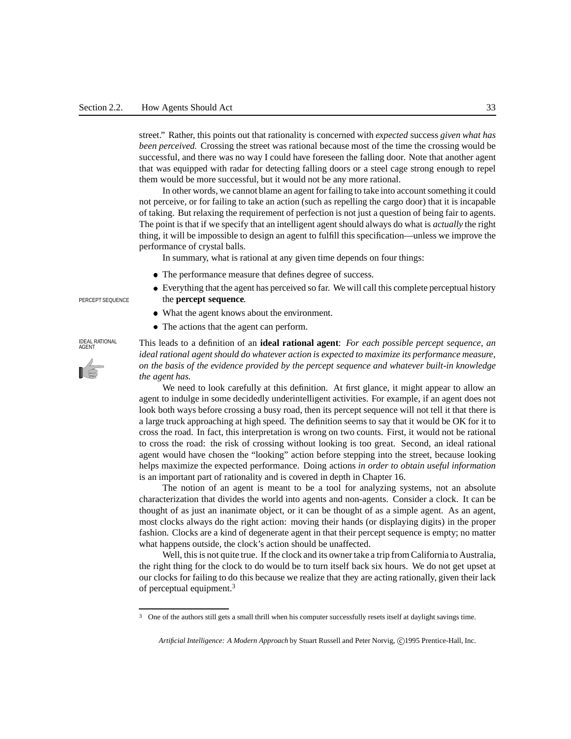street." Rather, this points out that rationality is concerned with *expected* success *given what has been perceived.* Crossing the street was rational because most of the time the crossing would be successful, and there was no way I could have foreseen the falling door. Note that another agent that was equipped with radar for detecting falling doors or a steel cage strong enough to repel them would be more successful, but it would not be any more rational.

In other words, we cannot blame an agent for failing to take into account something it could not perceive, or for failing to take an action (such as repelling the cargo door) that it is incapable of taking. But relaxing the requirement of perfection is not just a question of being fair to agents. The point is that if we specify that an intelligent agent should always do what is *actually* the right thing, it will be impossible to design an agent to fulfill this specification—unless we improve the performance of crystal balls.

In summary, what is rational at any given time depends on four things:

- The performance measure that defines degree of success.
- Everything that the agent has perceived so far. We will call this complete perceptual history the **percept sequence**.
- What the agent knows about the environment.
- The actions that the agent can perform.

This leads to a definition of an **ideal rational agent**: *For each possible percept sequence, an ideal rational agent should do whatever action is expected to maximize its performance measure, on the basis of the evidence provided by the percept sequence and whatever built-in knowledge the agent has.*

We need to look carefully at this definition. At first glance, it might appear to allow an agent to indulge in some decidedly underintelligent activities. For example, if an agent does not look both ways before crossing a busy road, then its percept sequence will not tell it that there is a large truck approaching at high speed. The definition seems to say that it would be OK for it to cross the road. In fact, this interpretation is wrong on two counts. First, it would not be rational to cross the road: the risk of crossing without looking is too great. Second, an ideal rational agent would have chosen the "looking" action before stepping into the street, because looking helps maximize the expected performance. Doing actions *in order to obtain useful information* is an important part of rationality and is covered in depth in Chapter 16.

The notion of an agent is meant to be a tool for analyzing systems, not an absolute characterization that divides the world into agents and non-agents. Consider a clock. It can be thought of as just an inanimate object, or it can be thought of as a simple agent. As an agent, most clocks always do the right action: moving their hands (or displaying digits) in the proper fashion. Clocks are a kind of degenerate agent in that their percept sequence is empty; no matter what happens outside, the clock's action should be unaffected.

Well, this is not quite true. If the clock and its owner take a trip from California to Australia, the right thing for the clock to do would be to turn itself back six hours. We do not get upset at our clocks for failing to do this because we realize that they are acting rationally, given their lack of perceptual equipment.[3]

[3] One of the authors still gets a small thrill when his computer successfully resets itself at daylight savings time.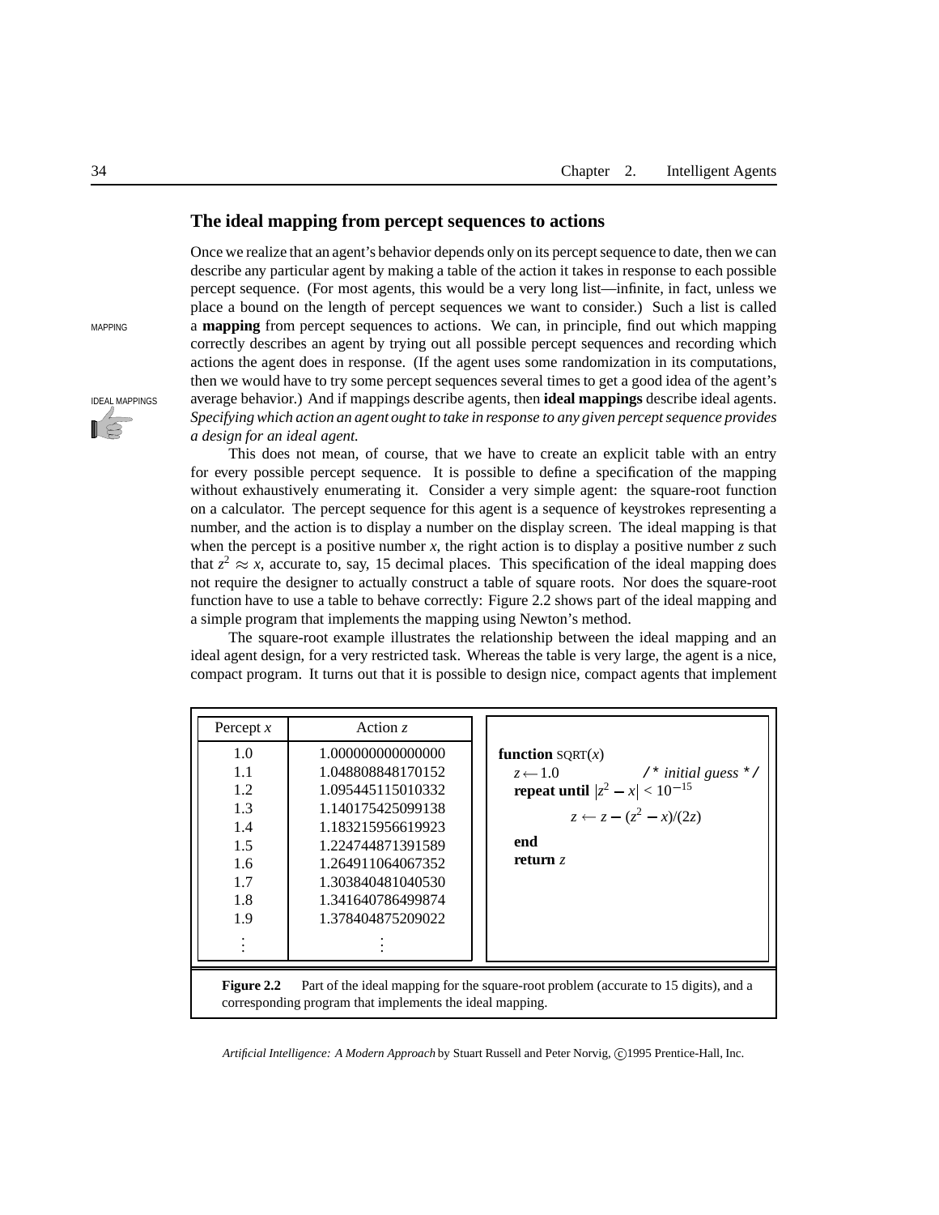### The ideal mapping from percept sequences to actions

Once we realize that an agent's behavior depends only on its percept sequence to date, then we can describe any particular agent by making a table of the action it takes in response to each possible percept sequence. (For most agents, this would be a very long list—infinite, in fact, unless we place a bound on the length of percept sequences we want to consider.) Such a list is called a **mapping** from percept sequences to actions. We can, in principle, find out which mapping correctly describes an agent by trying out all possible percept sequences and recording which actions the agent does in response. (If the agent uses some randomization in its computations, then we would have to try some percept sequences several times to get a good idea of the agent's average behavior.) And if mappings describe agents, then **ideal mappings** describe ideal agents. *Specifying which action an agent ought to take in response to any given percept sequence provides a design for an ideal agent.*

This does not mean, of course, that we have to create an explicit table with an entry for every possible percept sequence. It is possible to define a specification of the mapping without exhaustively enumerating it. Consider a very simple agent: the square-root function on a calculator. The percept sequence for this agent is a sequence of keystrokes representing a number, and the action is to display a number on the display screen. The ideal mapping is that when the percept is a positive number $x$, the right action is to display a positive number $z$ such that $z^2 \approx x$, accurate to, say, 15 decimal places. This specification of the ideal mapping does not require the designer to actually construct a table of square roots. Nor does the square-root function have to use a table to behave correctly: Figure 2.2 shows part of the ideal mapping and a simple program that implements the mapping using Newton's method.

The square-root example illustrates the relationship between the ideal mapping and an ideal agent design, for a very restricted task. Whereas the table is very large, the agent is a nice, compact program. It turns out that it is possible to design nice, compact agents that implement

| Percept $x$ | Action $z$ |
|---|---|
| 1.0 | 1.000000000000000 |
| 1.1 | 1.048808848170152 |
| 1.2 | 1.095445115010332 |
| 1.3 | 1.140175425099138 |
| 1.4 | 1.183215956619923 |
| 1.5 | 1.224744871391589 |
| 1.6 | 1.264911064067352 |
| 1.7 | 1.303840481040530 |
| 1.8 | 1.341640786499874 |
| 1.9 | 1.378404875209022 |
| ⋮ | ⋮ |

```
function SQRT(x)
  z ← 1.0                    /* initial guess */
  repeat until |z^2 − x| < 10^−15
        z ← z − (z^2 − x)/(2z)
  end
  return z
```

**Figure 2.2** Part of the ideal mapping for the square-root problem (accurate to 15 digits), and a corresponding program that implements the ideal mapping.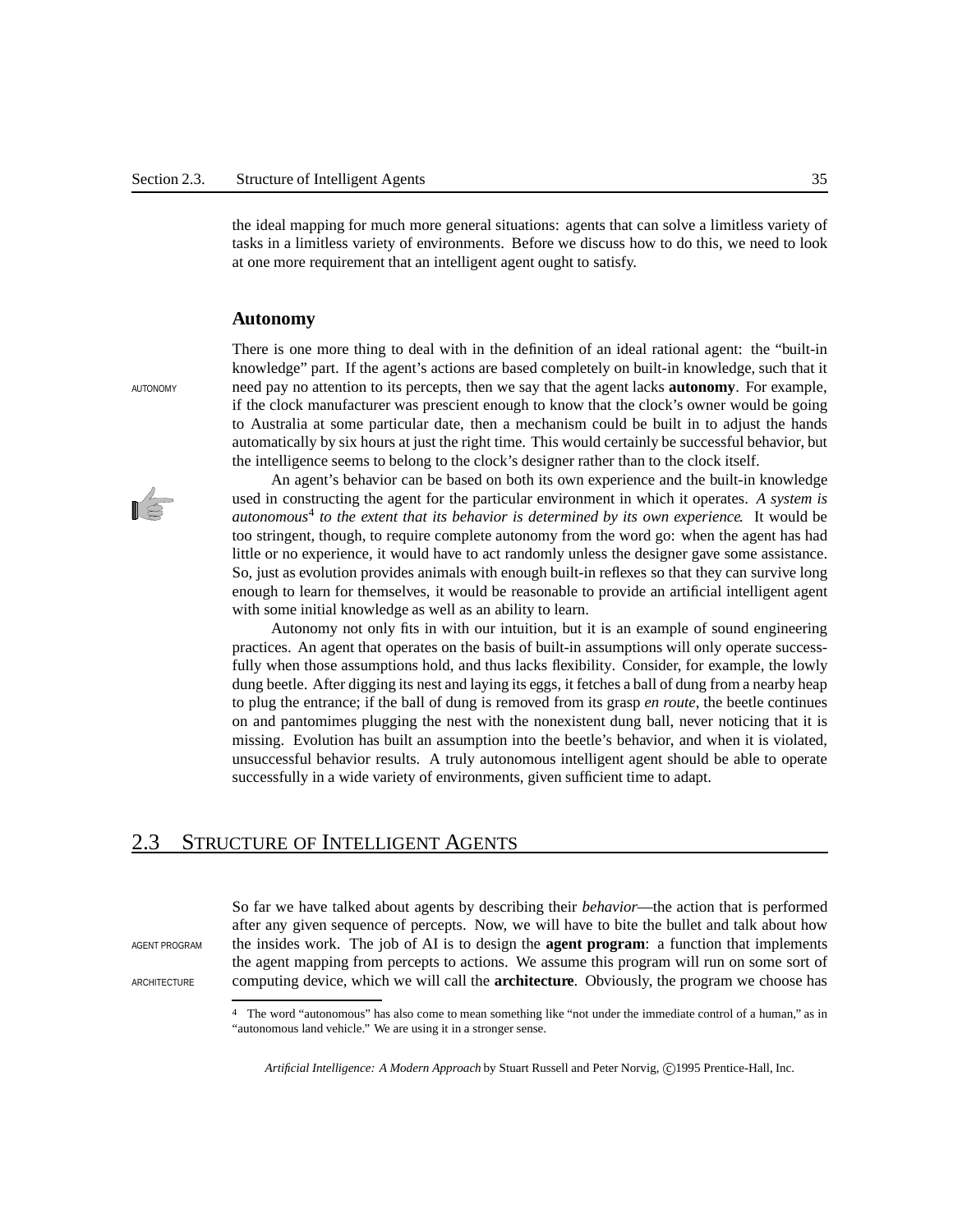the ideal mapping for much more general situations: agents that can solve a limitless variety of tasks in a limitless variety of environments. Before we discuss how to do this, we need to look at one more requirement that an intelligent agent ought to satisfy.

### Autonomy

There is one more thing to deal with in the definition of an ideal rational agent: the "built-in knowledge" part. If the agent's actions are based completely on built-in knowledge, such that it need pay no attention to its percepts, then we say that the agent lacks **autonomy**. For example, if the clock manufacturer was prescient enough to know that the clock's owner would be going to Australia at some particular date, then a mechanism could be built in to adjust the hands automatically by six hours at just the right time. This would certainly be successful behavior, but the intelligence seems to belong to the clock's designer rather than to the clock itself.

An agent's behavior can be based on both its own experience and the built-in knowledge used in constructing the agent for the particular environment in which it operates. *A system is autonomous*[4] *to the extent that its behavior is determined by its own experience.* It would be too stringent, though, to require complete autonomy from the word go: when the agent has had little or no experience, it would have to act randomly unless the designer gave some assistance. So, just as evolution provides animals with enough built-in reflexes so that they can survive long enough to learn for themselves, it would be reasonable to provide an artificial intelligent agent with some initial knowledge as well as an ability to learn.

Autonomy not only fits in with our intuition, but it is an example of sound engineering practices. An agent that operates on the basis of built-in assumptions will only operate successfully when those assumptions hold, and thus lacks flexibility. Consider, for example, the lowly dung beetle. After digging its nest and laying its eggs, it fetches a ball of dung from a nearby heap to plug the entrance; if the ball of dung is removed from its grasp *en route*, the beetle continues on and pantomimes plugging the nest with the nonexistent dung ball, never noticing that it is missing. Evolution has built an assumption into the beetle's behavior, and when it is violated, unsuccessful behavior results. A truly autonomous intelligent agent should be able to operate successfully in a wide variety of environments, given sufficient time to adapt.

## 2.3 Structure of Intelligent Agents

So far we have talked about agents by describing their *behavior*—the action that is performed after any given sequence of percepts. Now, we will have to bite the bullet and talk about how the insides work. The job of AI is to design the **agent program**: a function that implements the agent mapping from percepts to actions. We assume this program will run on some sort of computing device, which we will call the **architecture**. Obviously, the program we choose has

[4] The word "autonomous" has also come to mean something like "not under the immediate control of a human," as in "autonomous land vehicle." We are using it in a stronger sense.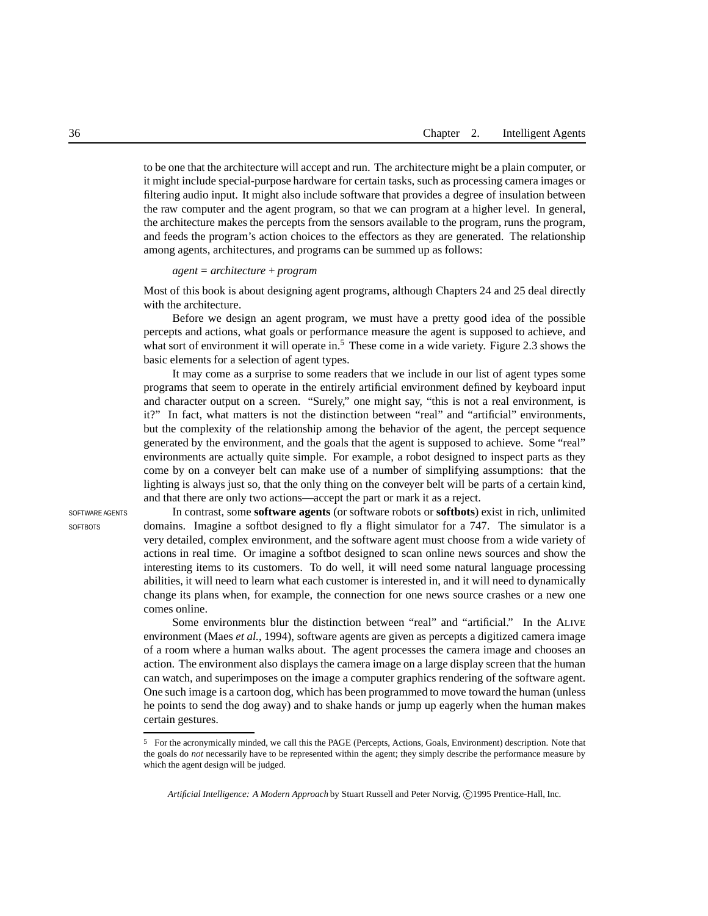to be one that the architecture will accept and run. The architecture might be a plain computer, or it might include special-purpose hardware for certain tasks, such as processing camera images or filtering audio input. It might also include software that provides a degree of insulation between the raw computer and the agent program, so that we can program at a higher level. In general, the architecture makes the percepts from the sensors available to the program, runs the program, and feeds the program's action choices to the effectors as they are generated. The relationship among agents, architectures, and programs can be summed up as follows:

*agent* = *architecture* + *program*

Most of this book is about designing agent programs, although Chapters 24 and 25 deal directly with the architecture.

Before we design an agent program, we must have a pretty good idea of the possible percepts and actions, what goals or performance measure the agent is supposed to achieve, and what sort of environment it will operate in.[5] These come in a wide variety. Figure 2.3 shows the basic elements for a selection of agent types.

It may come as a surprise to some readers that we include in our list of agent types some programs that seem to operate in the entirely artificial environment defined by keyboard input and character output on a screen. "Surely," one might say, "this is not a real environment, is it?" In fact, what matters is not the distinction between "real" and "artificial" environments, but the complexity of the relationship among the behavior of the agent, the percept sequence generated by the environment, and the goals that the agent is supposed to achieve. Some "real" environments are actually quite simple. For example, a robot designed to inspect parts as they come by on a conveyer belt can make use of a number of simplifying assumptions: that the lighting is always just so, that the only thing on the conveyer belt will be parts of a certain kind, and that there are only two actions—accept the part or mark it as a reject.

In contrast, some **software agents** (or software robots or **softbots**) exist in rich, unlimited domains. Imagine a softbot designed to fly a flight simulator for a 747. The simulator is a very detailed, complex environment, and the software agent must choose from a wide variety of actions in real time. Or imagine a softbot designed to scan online news sources and show the interesting items to its customers. To do well, it will need some natural language processing abilities, it will need to learn what each customer is interested in, and it will need to dynamically change its plans when, for example, the connection for one news source crashes or a new one comes online.

Some environments blur the distinction between "real" and "artificial." In the ALIVE environment (Maes *et al.*, 1994), software agents are given as percepts a digitized camera image of a room where a human walks about. The agent processes the camera image and chooses an action. The environment also displays the camera image on a large display screen that the human can watch, and superimposes on the image a computer graphics rendering of the software agent. One such image is a cartoon dog, which has been programmed to move toward the human (unless he points to send the dog away) and to shake hands or jump up eagerly when the human makes certain gestures.

---

[5] For the acronymically minded, we call this the PAGE (Percepts, Actions, Goals, Environment) description. Note that the goals do *not* necessarily have to be represented within the agent; they simply describe the performance measure by which the agent design will be judged.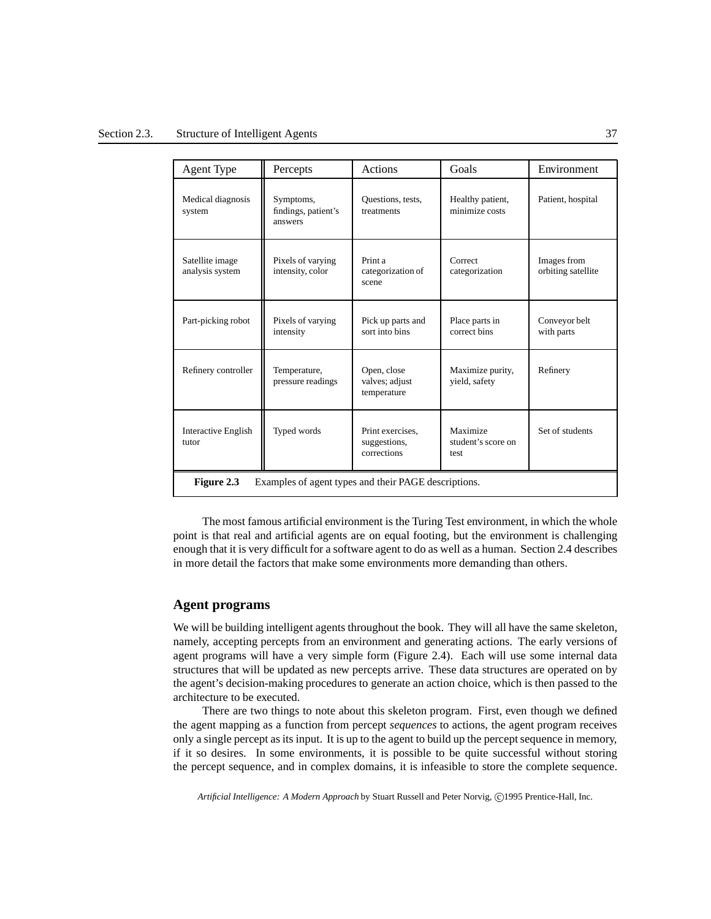| Agent Type | Percepts | Actions | Goals | Environment |
|---|---|---|---|---|
| Medical diagnosis system | Symptoms, findings, patient's answers | Questions, tests, treatments | Healthy patient, minimize costs | Patient, hospital |
| Satellite image analysis system | Pixels of varying intensity, color | Print a categorization of scene | Correct categorization | Images from orbiting satellite |
| Part-picking robot | Pixels of varying intensity | Pick up parts and sort into bins | Place parts in correct bins | Conveyor belt with parts |
| Refinery controller | Temperature, pressure readings | Open, close valves; adjust temperature | Maximize purity, yield, safety | Refinery |
| Interactive English tutor | Typed words | Print exercises, suggestions, corrections | Maximize student's score on test | Set of students |

**Figure 2.3** Examples of agent types and their PAGE descriptions.

The most famous artificial environment is the Turing Test environment, in which the whole point is that real and artificial agents are on equal footing, but the environment is challenging enough that it is very difficult for a software agent to do as well as a human. Section 2.4 describes in more detail the factors that make some environments more demanding than others.

## Agent programs

We will be building intelligent agents throughout the book. They will all have the same skeleton, namely, accepting percepts from an environment and generating actions. The early versions of agent programs will have a very simple form (Figure 2.4). Each will use some internal data structures that will be updated as new percepts arrive. These data structures are operated on by the agent's decision-making procedures to generate an action choice, which is then passed to the architecture to be executed.

There are two things to note about this skeleton program. First, even though we defined the agent mapping as a function from percept *sequences* to actions, the agent program receives only a single percept as its input. It is up to the agent to build up the percept sequence in memory, if it so desires. In some environments, it is possible to be quite successful without storing the percept sequence, and in complex domains, it is infeasible to store the complete sequence.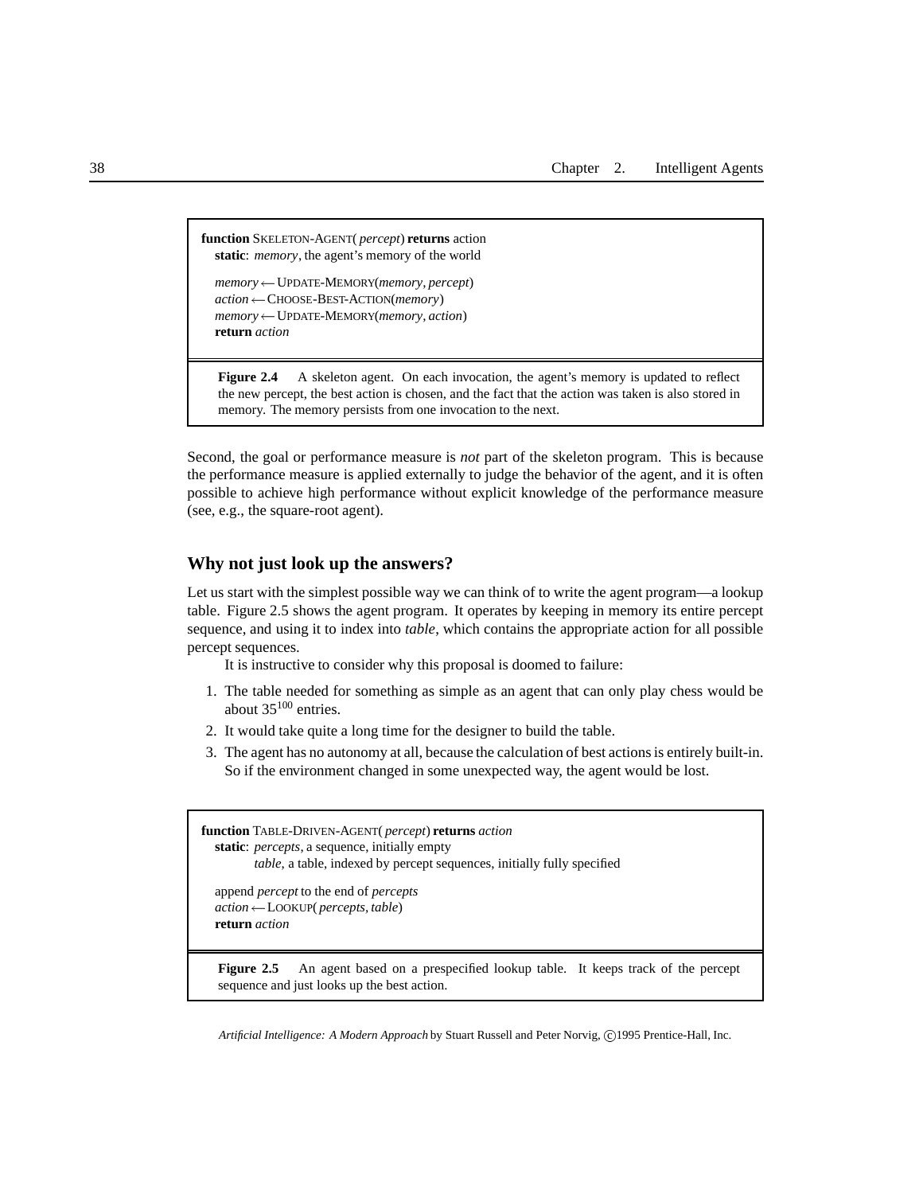```
function SKELETON-AGENT( percept) returns action
   static: memory, the agent's memory of the world

   memory ← UPDATE-MEMORY(memory, percept)
   action ← CHOOSE-BEST-ACTION(memory)
   memory ← UPDATE-MEMORY(memory, action)
   return action
```

**Figure 2.4** A skeleton agent. On each invocation, the agent's memory is updated to reflect the new percept, the best action is chosen, and the fact that the action was taken is also stored in memory. The memory persists from one invocation to the next.

Second, the goal or performance measure is *not* part of the skeleton program. This is because the performance measure is applied externally to judge the behavior of the agent, and it is often possible to achieve high performance without explicit knowledge of the performance measure (see, e.g., the square-root agent).

## Why not just look up the answers?

Let us start with the simplest possible way we can think of to write the agent program—a lookup table. Figure 2.5 shows the agent program. It operates by keeping in memory its entire percept sequence, and using it to index into *table*, which contains the appropriate action for all possible percept sequences.

It is instructive to consider why this proposal is doomed to failure:

1. The table needed for something as simple as an agent that can only play chess would be about $35^{100}$ entries.
2. It would take quite a long time for the designer to build the table.
3. The agent has no autonomy at all, because the calculation of best actions is entirely built-in. So if the environment changed in some unexpected way, the agent would be lost.

```
function TABLE-DRIVEN-AGENT( percept) returns action
   static: percepts, a sequence, initially empty
           table, a table, indexed by percept sequences, initially fully specified

   append percept to the end of percepts
   action ← LOOKUP( percepts, table)
   return action
```

**Figure 2.5** An agent based on a prespecified lookup table. It keeps track of the percept sequence and just looks up the best action.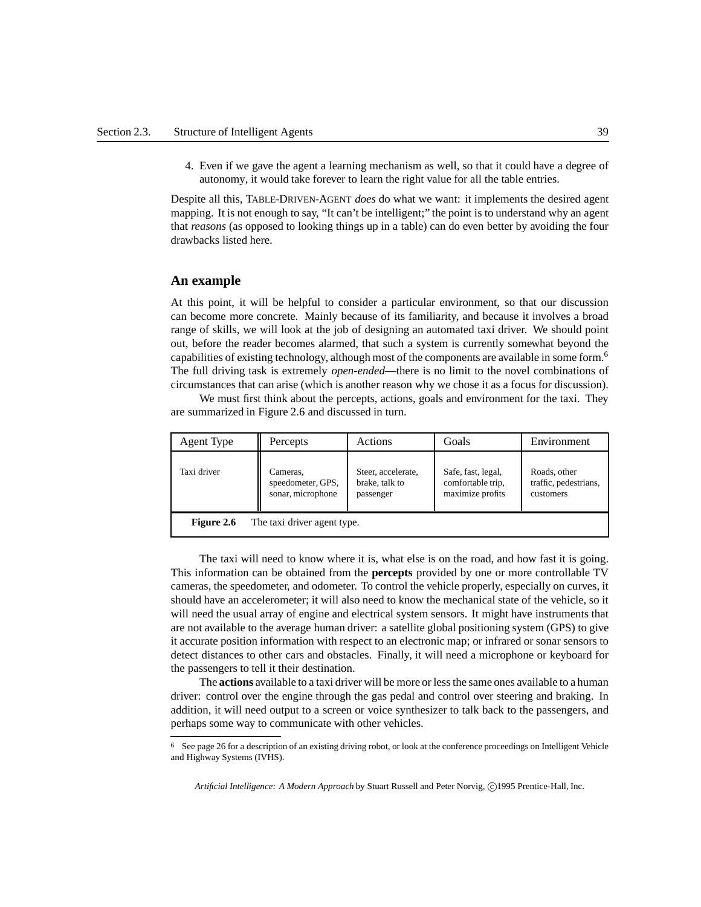4. Even if we gave the agent a learning mechanism as well, so that it could have a degree of autonomy, it would take forever to learn the right value for all the table entries.

Despite all this, TABLE-DRIVEN-AGENT *does* do what we want: it implements the desired agent mapping. It is not enough to say, "It can't be intelligent;" the point is to understand why an agent that *reasons* (as opposed to looking things up in a table) can do even better by avoiding the four drawbacks listed here.

## An example

At this point, it will be helpful to consider a particular environment, so that our discussion can become more concrete. Mainly because of its familiarity, and because it involves a broad range of skills, we will look at the job of designing an automated taxi driver. We should point out, before the reader becomes alarmed, that such a system is currently somewhat beyond the capabilities of existing technology, although most of the components are available in some form.[6] The full driving task is extremely *open-ended*—there is no limit to the novel combinations of circumstances that can arise (which is another reason why we chose it as a focus for discussion).

We must first think about the percepts, actions, goals and environment for the taxi. They are summarized in Figure 2.6 and discussed in turn.

| Agent Type | Percepts | Actions | Goals | Environment |
|---|---|---|---|---|
| Taxi driver | Cameras, speedometer, GPS, sonar, microphone | Steer, accelerate, brake, talk to passenger | Safe, fast, legal, comfortable trip, maximize profits | Roads, other traffic, pedestrians, customers |

**Figure 2.6** The taxi driver agent type.

The taxi will need to know where it is, what else is on the road, and how fast it is going. This information can be obtained from the **percepts** provided by one or more controllable TV cameras, the speedometer, and odometer. To control the vehicle properly, especially on curves, it should have an accelerometer; it will also need to know the mechanical state of the vehicle, so it will need the usual array of engine and electrical system sensors. It might have instruments that are not available to the average human driver: a satellite global positioning system (GPS) to give it accurate position information with respect to an electronic map; or infrared or sonar sensors to detect distances to other cars and obstacles. Finally, it will need a microphone or keyboard for the passengers to tell it their destination.

The **actions** available to a taxi driver will be more or less the same ones available to a human driver: control over the engine through the gas pedal and control over steering and braking. In addition, it will need output to a screen or voice synthesizer to talk back to the passengers, and perhaps some way to communicate with other vehicles.

[6] See page 26 for a description of an existing driving robot, or look at the conference proceedings on Intelligent Vehicle and Highway Systems (IVHS).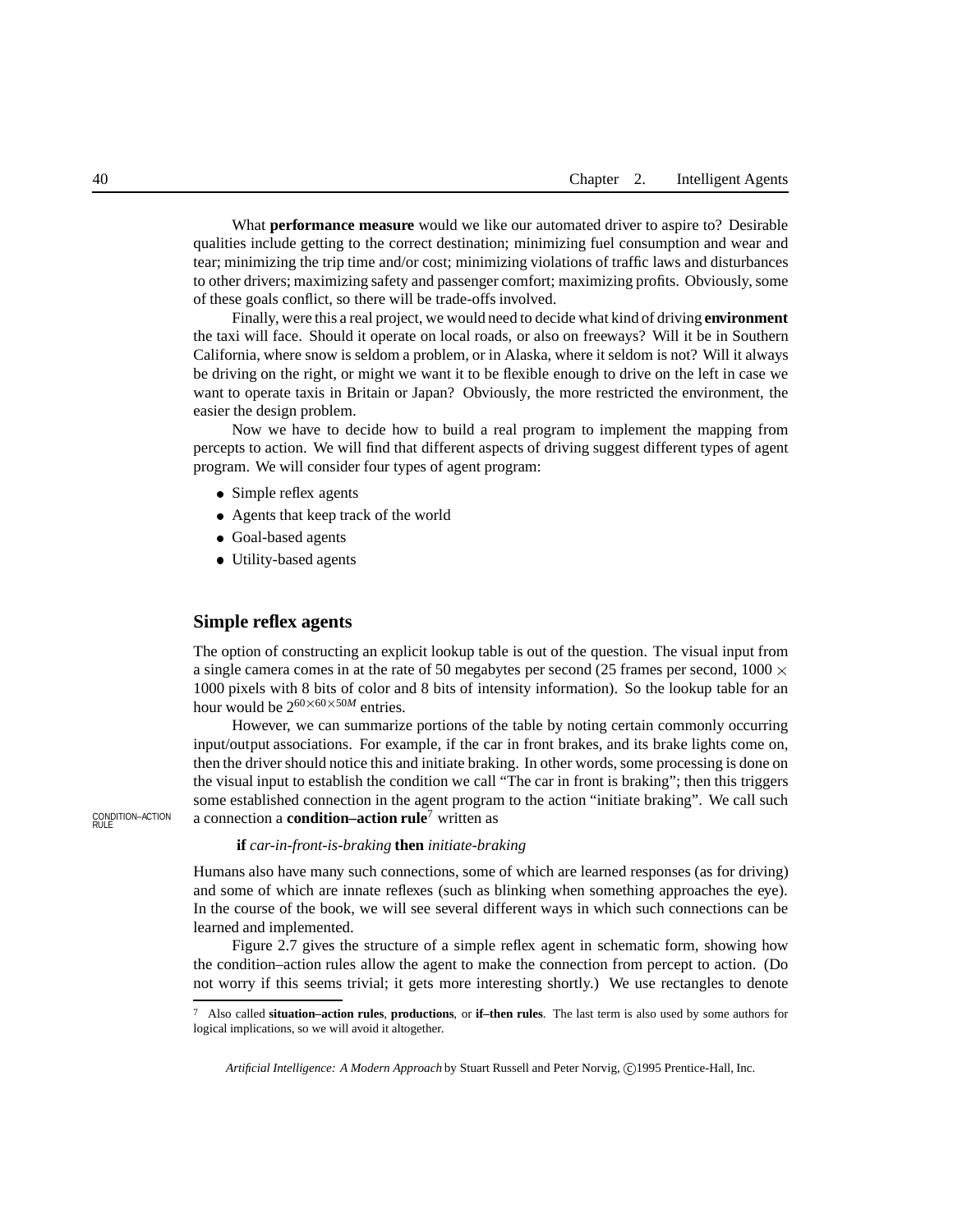What **performance measure** would we like our automated driver to aspire to? Desirable qualities include getting to the correct destination; minimizing fuel consumption and wear and tear; minimizing the trip time and/or cost; minimizing violations of traffic laws and disturbances to other drivers; maximizing safety and passenger comfort; maximizing profits. Obviously, some of these goals conflict, so there will be trade-offs involved.

Finally, were this a real project, we would need to decide what kind of driving **environment** the taxi will face. Should it operate on local roads, or also on freeways? Will it be in Southern California, where snow is seldom a problem, or in Alaska, where it seldom is not? Will it always be driving on the right, or might we want it to be flexible enough to drive on the left in case we want to operate taxis in Britain or Japan? Obviously, the more restricted the environment, the easier the design problem.

Now we have to decide how to build a real program to implement the mapping from percepts to action. We will find that different aspects of driving suggest different types of agent program. We will consider four types of agent program:

- Simple reflex agents
- Agents that keep track of the world
- Goal-based agents
- Utility-based agents

## Simple reflex agents

The option of constructing an explicit lookup table is out of the question. The visual input from a single camera comes in at the rate of 50 megabytes per second (25 frames per second, $1000 \times 1000$ pixels with 8 bits of color and 8 bits of intensity information). So the lookup table for an hour would be $2^{60 \times 60 \times 50M}$ entries.

However, we can summarize portions of the table by noting certain commonly occurring input/output associations. For example, if the car in front brakes, and its brake lights come on, then the driver should notice this and initiate braking. In other words, some processing is done on the visual input to establish the condition we call "The car in front is braking"; then this triggers some established connection in the agent program to the action "initiate braking". We call such a connection a **condition–action rule**[7] written as

CONDITION–ACTION RULE

**if** *car-in-front-is-braking* **then** *initiate-braking*

Humans also have many such connections, some of which are learned responses (as for driving) and some of which are innate reflexes (such as blinking when something approaches the eye). In the course of the book, we will see several different ways in which such connections can be learned and implemented.

Figure 2.7 gives the structure of a simple reflex agent in schematic form, showing how the condition–action rules allow the agent to make the connection from percept to action. (Do not worry if this seems trivial; it gets more interesting shortly.) We use rectangles to denote

---

[7] Also called **situation–action rules**, **productions**, or **if–then rules**. The last term is also used by some authors for logical implications, so we will avoid it altogether.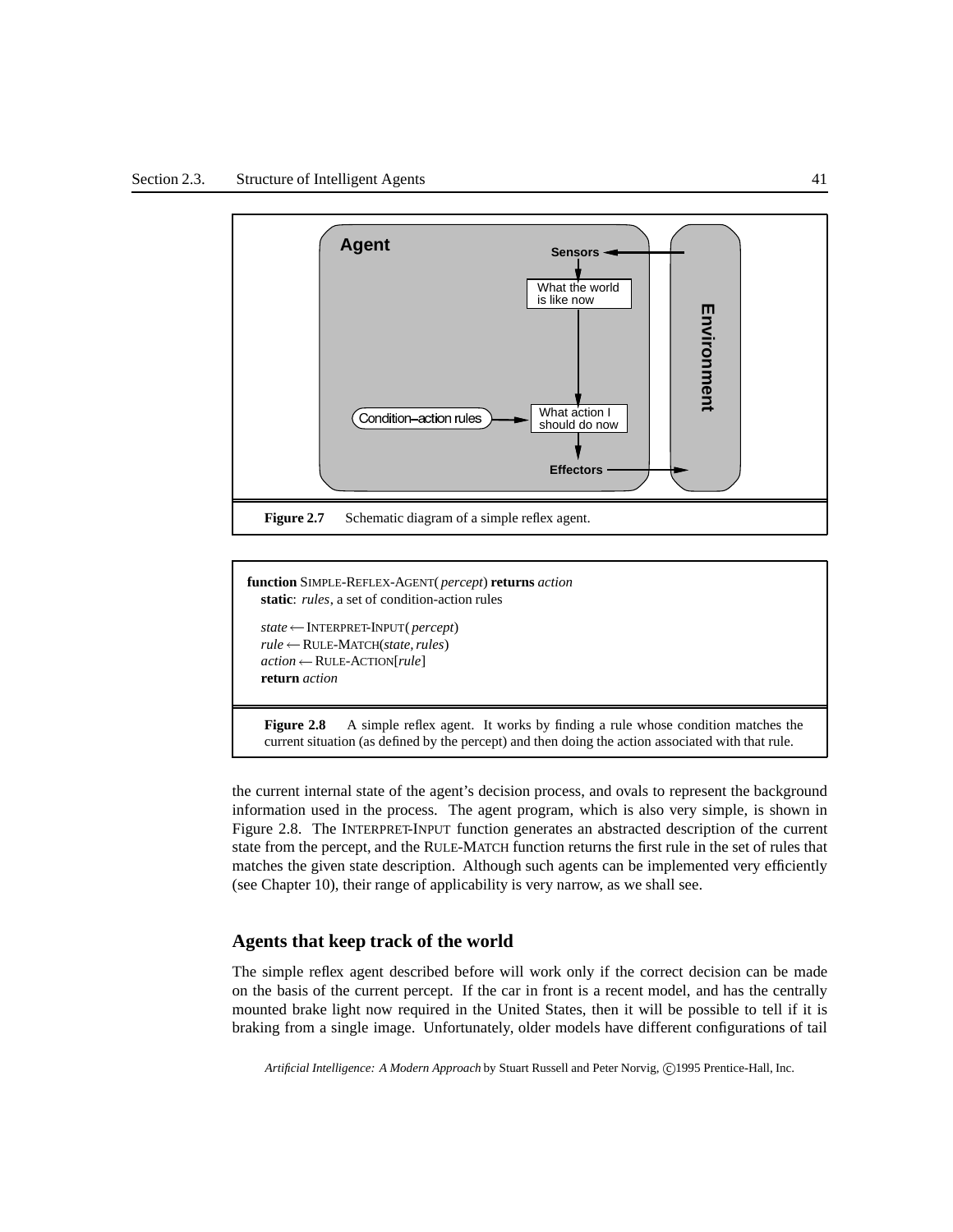Agent

Sensors

What the world is like now

Environment

Condition–action rules

What action I should do now

Effectors

**Figure 2.7** Schematic diagram of a simple reflex agent.

```
function SIMPLE-REFLEX-AGENT(percept) returns action
  static: rules, a set of condition-action rules

  state ← INTERPRET-INPUT(percept)
  rule ← RULE-MATCH(state, rules)
  action ← RULE-ACTION[rule]
  return action
```

**Figure 2.8** A simple reflex agent. It works by finding a rule whose condition matches the current situation (as defined by the percept) and then doing the action associated with that rule.

the current internal state of the agent's decision process, and ovals to represent the background information used in the process. The agent program, which is also very simple, is shown in Figure 2.8. The INTERPRET-INPUT function generates an abstracted description of the current state from the percept, and the RULE-MATCH function returns the first rule in the set of rules that matches the given state description. Although such agents can be implemented very efficiently (see Chapter 10), their range of applicability is very narrow, as we shall see.

## Agents that keep track of the world

The simple reflex agent described before will work only if the correct decision can be made on the basis of the current percept. If the car in front is a recent model, and has the centrally mounted brake light now required in the United States, then it will be possible to tell if it is braking from a single image. Unfortunately, older models have different configurations of tail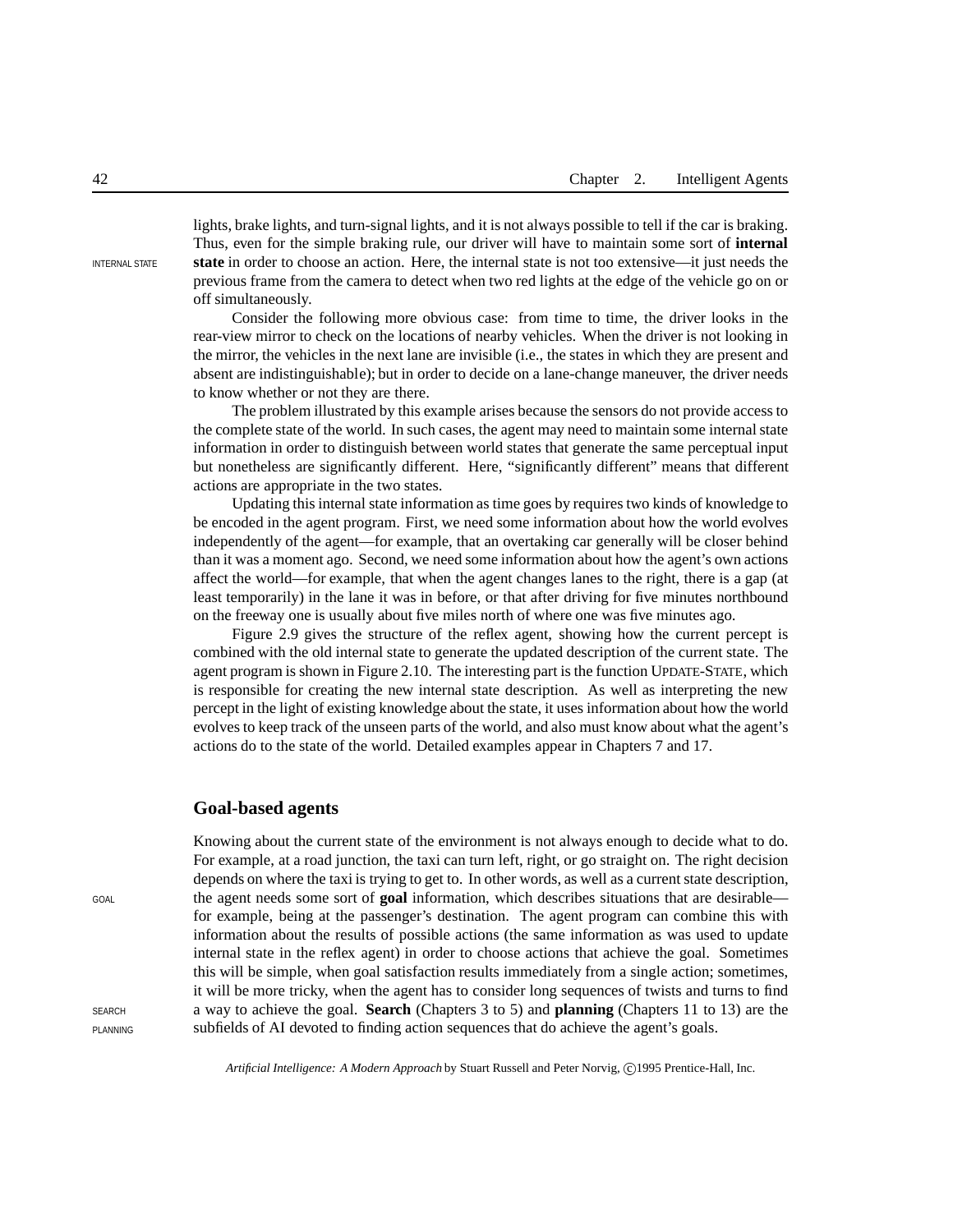lights, brake lights, and turn-signal lights, and it is not always possible to tell if the car is braking. Thus, even for the simple braking rule, our driver will have to maintain some sort of **internal state** in order to choose an action. Here, the internal state is not too extensive—it just needs the previous frame from the camera to detect when two red lights at the edge of the vehicle go on or off simultaneously.

INTERNAL STATE

Consider the following more obvious case: from time to time, the driver looks in the rear-view mirror to check on the locations of nearby vehicles. When the driver is not looking in the mirror, the vehicles in the next lane are invisible (i.e., the states in which they are present and absent are indistinguishable); but in order to decide on a lane-change maneuver, the driver needs to know whether or not they are there.

The problem illustrated by this example arises because the sensors do not provide access to the complete state of the world. In such cases, the agent may need to maintain some internal state information in order to distinguish between world states that generate the same perceptual input but nonetheless are significantly different. Here, "significantly different" means that different actions are appropriate in the two states.

Updating this internal state information as time goes by requires two kinds of knowledge to be encoded in the agent program. First, we need some information about how the world evolves independently of the agent—for example, that an overtaking car generally will be closer behind than it was a moment ago. Second, we need some information about how the agent's own actions affect the world—for example, that when the agent changes lanes to the right, there is a gap (at least temporarily) in the lane it was in before, or that after driving for five minutes northbound on the freeway one is usually about five miles north of where one was five minutes ago.

Figure 2.9 gives the structure of the reflex agent, showing how the current percept is combined with the old internal state to generate the updated description of the current state. The agent program is shown in Figure 2.10. The interesting part is the function UPDATE-STATE, which is responsible for creating the new internal state description. As well as interpreting the new percept in the light of existing knowledge about the state, it uses information about how the world evolves to keep track of the unseen parts of the world, and also must know about what the agent's actions do to the state of the world. Detailed examples appear in Chapters 7 and 17.

### Goal-based agents

Knowing about the current state of the environment is not always enough to decide what to do. For example, at a road junction, the taxi can turn left, right, or go straight on. The right decision depends on where the taxi is trying to get to. In other words, as well as a current state description, the agent needs some sort of **goal** information, which describes situations that are desirable—for example, being at the passenger's destination. The agent program can combine this with information about the results of possible actions (the same information as was used to update internal state in the reflex agent) in order to choose actions that achieve the goal. Sometimes this will be simple, when goal satisfaction results immediately from a single action; sometimes, it will be more tricky, when the agent has to consider long sequences of twists and turns to find a way to achieve the goal. **Search** (Chapters 3 to 5) and **planning** (Chapters 11 to 13) are the subfields of AI devoted to finding action sequences that do achieve the agent's goals.

GOAL

SEARCH

PLANNING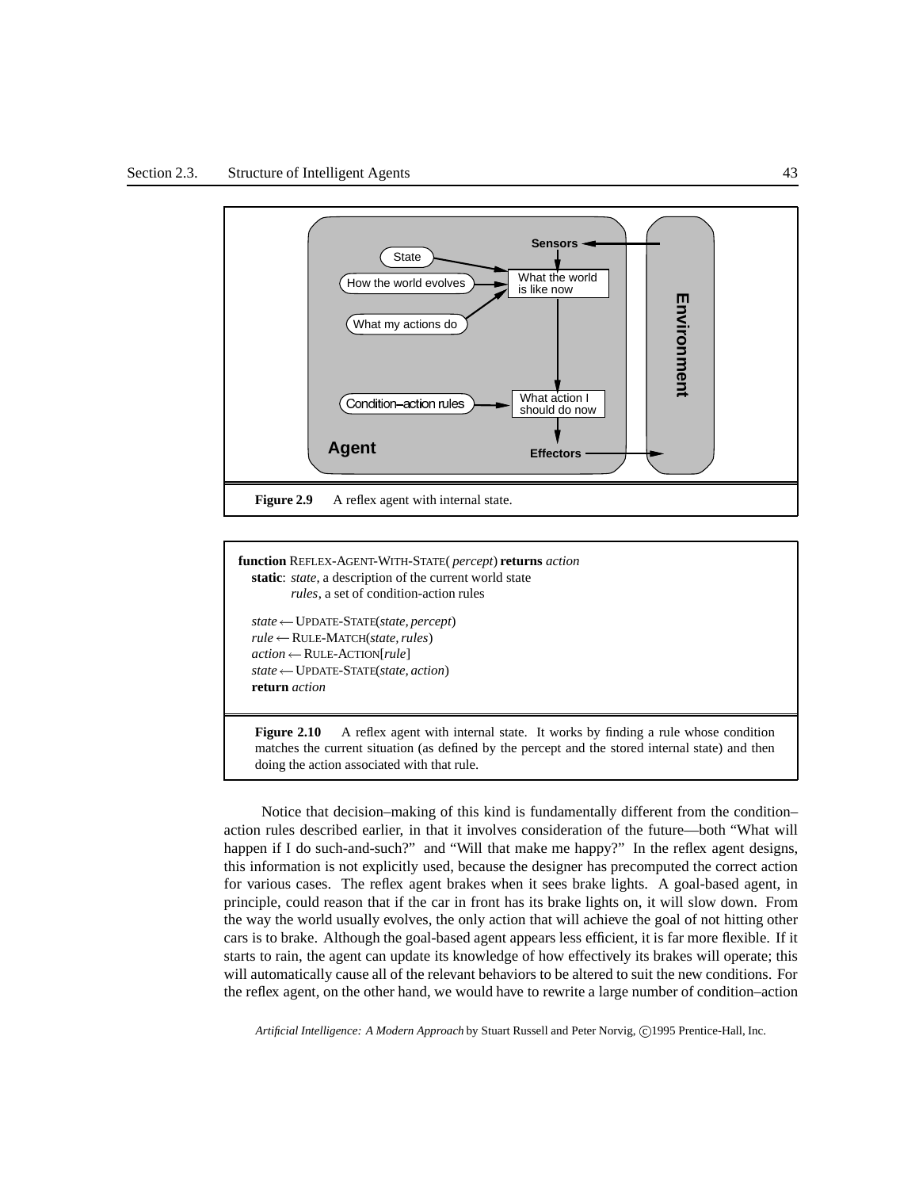Sensors

State

How the world evolves

What my actions do

What the world is like now

Condition–action rules

What action I should do now

Agent

Effectors

Environment

**Figure 2.9** A reflex agent with internal state.

```
function REFLEX-AGENT-WITH-STATE(percept) returns action
   static: state, a description of the current world state
           rules, a set of condition-action rules

   state ← UPDATE-STATE(state, percept)
   rule ← RULE-MATCH(state, rules)
   action ← RULE-ACTION[rule]
   state ← UPDATE-STATE(state, action)
   return action
```

**Figure 2.10** A reflex agent with internal state. It works by finding a rule whose condition matches the current situation (as defined by the percept and the stored internal state) and then doing the action associated with that rule.

Notice that decision–making of this kind is fundamentally different from the condition–action rules described earlier, in that it involves consideration of the future—both "What will happen if I do such-and-such?" and "Will that make me happy?" In the reflex agent designs, this information is not explicitly used, because the designer has precomputed the correct action for various cases. The reflex agent brakes when it sees brake lights. A goal-based agent, in principle, could reason that if the car in front has its brake lights on, it will slow down. From the way the world usually evolves, the only action that will achieve the goal of not hitting other cars is to brake. Although the goal-based agent appears less efficient, it is far more flexible. If it starts to rain, the agent can update its knowledge of how effectively its brakes will operate; this will automatically cause all of the relevant behaviors to be altered to suit the new conditions. For the reflex agent, on the other hand, we would have to rewrite a large number of condition–action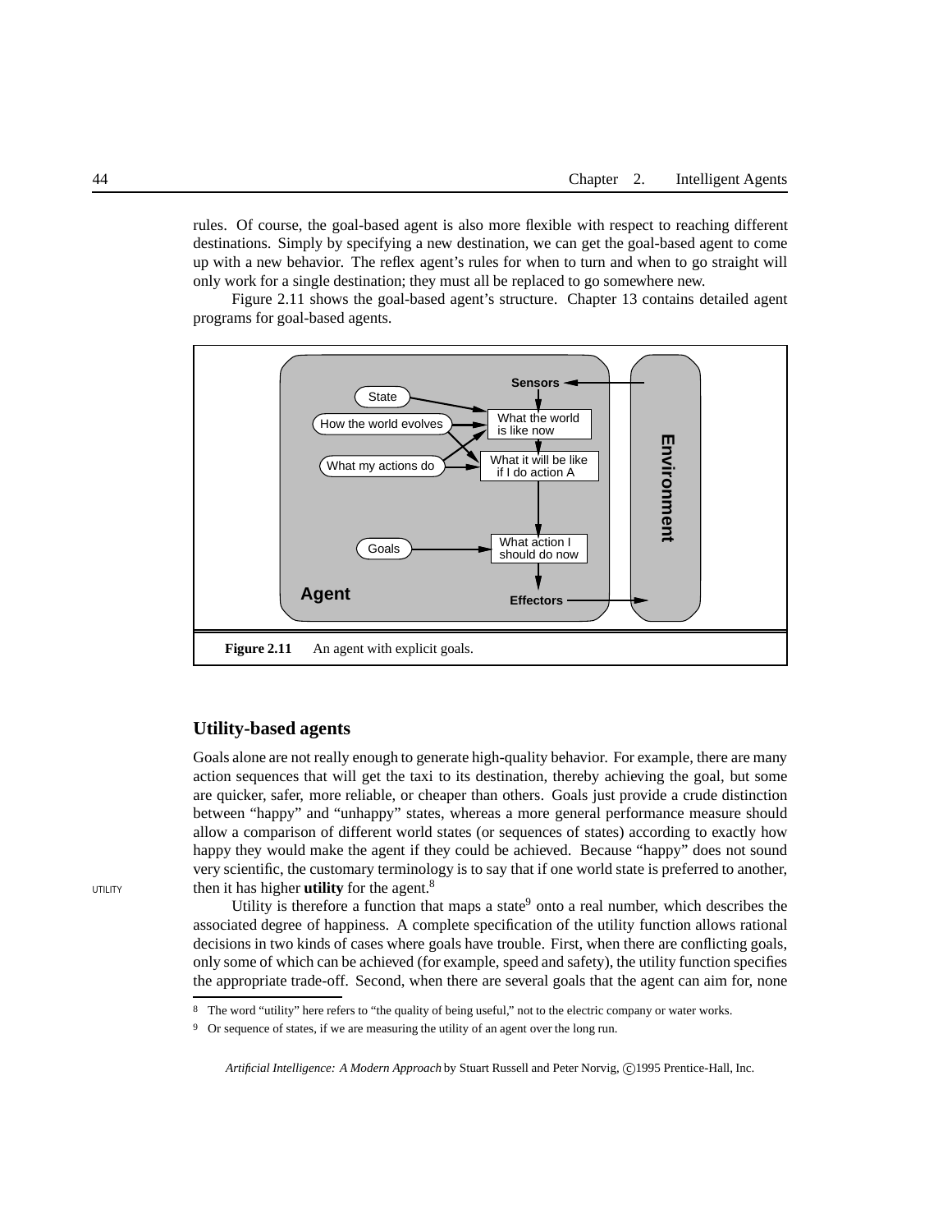rules. Of course, the goal-based agent is also more flexible with respect to reaching different destinations. Simply by specifying a new destination, we can get the goal-based agent to come up with a new behavior. The reflex agent's rules for when to turn and when to go straight will only work for a single destination; they must all be replaced to go somewhere new.

Figure 2.11 shows the goal-based agent's structure. Chapter 13 contains detailed agent programs for goal-based agents.

**Figure 2.11** An agent with explicit goals.

## Utility-based agents

Goals alone are not really enough to generate high-quality behavior. For example, there are many action sequences that will get the taxi to its destination, thereby achieving the goal, but some are quicker, safer, more reliable, or cheaper than others. Goals just provide a crude distinction between "happy" and "unhappy" states, whereas a more general performance measure should allow a comparison of different world states (or sequences of states) according to exactly how happy they would make the agent if they could be achieved. Because "happy" does not sound very scientific, the customary terminology is to say that if one world state is preferred to another, then it has higher **utility** for the agent.[8]

UTILITY

Utility is therefore a function that maps a state[9] onto a real number, which describes the associated degree of happiness. A complete specification of the utility function allows rational decisions in two kinds of cases where goals have trouble. First, when there are conflicting goals, only some of which can be achieved (for example, speed and safety), the utility function specifies the appropriate trade-off. Second, when there are several goals that the agent can aim for, none

[8] The word "utility" here refers to "the quality of being useful," not to the electric company or water works.

[9] Or sequence of states, if we are measuring the utility of an agent over the long run.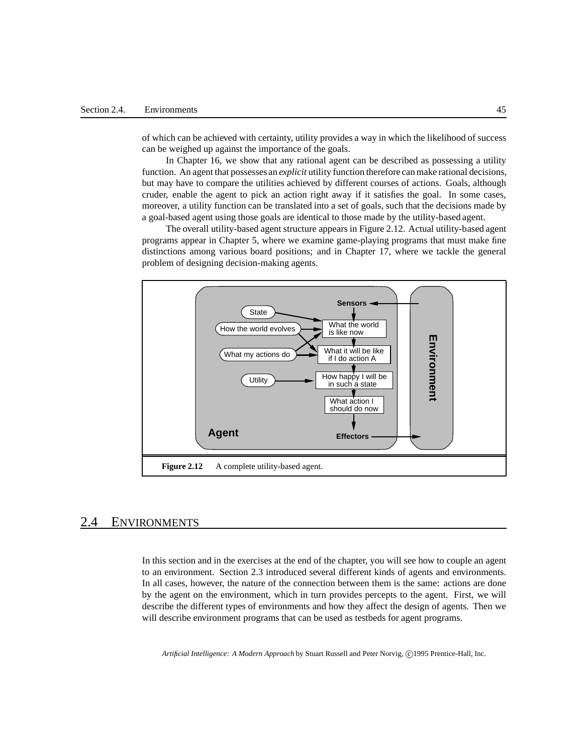of which can be achieved with certainty, utility provides a way in which the likelihood of success can be weighed up against the importance of the goals.

In Chapter 16, we show that any rational agent can be described as possessing a utility function. An agent that possesses an *explicit* utility function therefore can make rational decisions, but may have to compare the utilities achieved by different courses of actions. Goals, although cruder, enable the agent to pick an action right away if it satisfies the goal. In some cases, moreover, a utility function can be translated into a set of goals, such that the decisions made by a goal-based agent using those goals are identical to those made by the utility-based agent.

The overall utility-based agent structure appears in Figure 2.12. Actual utility-based agent programs appear in Chapter 5, where we examine game-playing programs that must make fine distinctions among various board positions; and in Chapter 17, where we tackle the general problem of designing decision-making agents.

**Figure 2.12** A complete utility-based agent.

## 2.4 ENVIRONMENTS

In this section and in the exercises at the end of the chapter, you will see how to couple an agent to an environment. Section 2.3 introduced several different kinds of agents and environments. In all cases, however, the nature of the connection between them is the same: actions are done by the agent on the environment, which in turn provides percepts to the agent. First, we will describe the different types of environments and how they affect the design of agents. Then we will describe environment programs that can be used as testbeds for agent programs.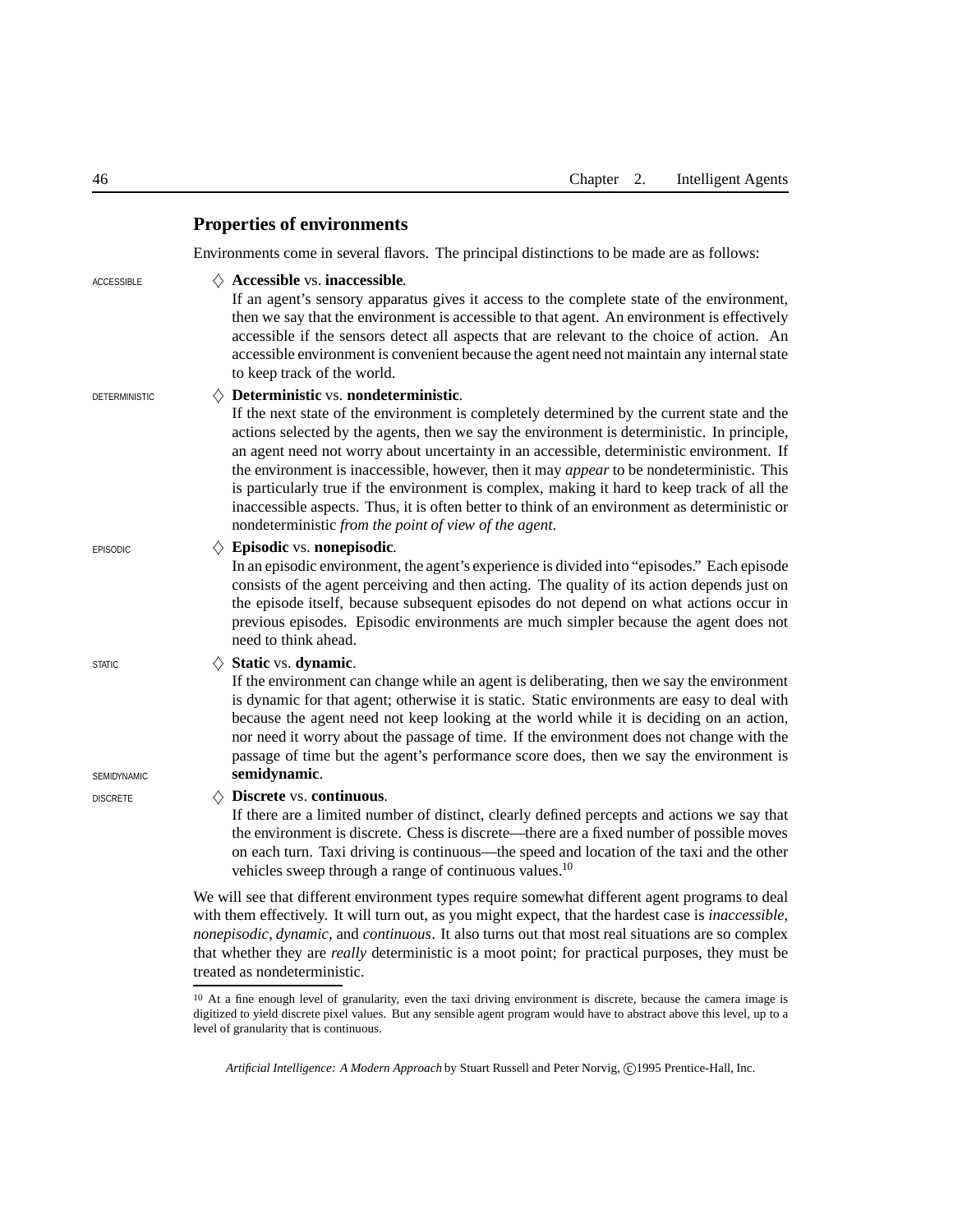## Properties of environments

Environments come in several flavors. The principal distinctions to be made are as follows:

ACCESSIBLE

◇ **Accessible** vs. **inaccessible**.
If an agent's sensory apparatus gives it access to the complete state of the environment, then we say that the environment is accessible to that agent. An environment is effectively accessible if the sensors detect all aspects that are relevant to the choice of action. An accessible environment is convenient because the agent need not maintain any internal state to keep track of the world.

DETERMINISTIC

◇ **Deterministic** vs. **nondeterministic**.
If the next state of the environment is completely determined by the current state and the actions selected by the agents, then we say the environment is deterministic. In principle, an agent need not worry about uncertainty in an accessible, deterministic environment. If the environment is inaccessible, however, then it may *appear* to be nondeterministic. This is particularly true if the environment is complex, making it hard to keep track of all the inaccessible aspects. Thus, it is often better to think of an environment as deterministic or nondeterministic *from the point of view of the agent*.

EPISODIC

◇ **Episodic** vs. **nonepisodic**.
In an episodic environment, the agent's experience is divided into "episodes." Each episode consists of the agent perceiving and then acting. The quality of its action depends just on the episode itself, because subsequent episodes do not depend on what actions occur in previous episodes. Episodic environments are much simpler because the agent does not need to think ahead.

STATIC

◇ **Static** vs. **dynamic**.
If the environment can change while an agent is deliberating, then we say the environment is dynamic for that agent; otherwise it is static. Static environments are easy to deal with because the agent need not keep looking at the world while it is deciding on an action, nor need it worry about the passage of time. If the environment does not change with the passage of time but the agent's performance score does, then we say the environment is **semidynamic**.

SEMIDYNAMIC

DISCRETE

◇ **Discrete** vs. **continuous**.
If there are a limited number of distinct, clearly defined percepts and actions we say that the environment is discrete. Chess is discrete—there are a fixed number of possible moves on each turn. Taxi driving is continuous—the speed and location of the taxi and the other vehicles sweep through a range of continuous values.[10]

We will see that different environment types require somewhat different agent programs to deal with them effectively. It will turn out, as you might expect, that the hardest case is *inaccessible*, *nonepisodic*, *dynamic*, and *continuous*. It also turns out that most real situations are so complex that whether they are *really* deterministic is a moot point; for practical purposes, they must be treated as nondeterministic.

[10] At a fine enough level of granularity, even the taxi driving environment is discrete, because the camera image is digitized to yield discrete pixel values. But any sensible agent program would have to abstract above this level, up to a level of granularity that is continuous.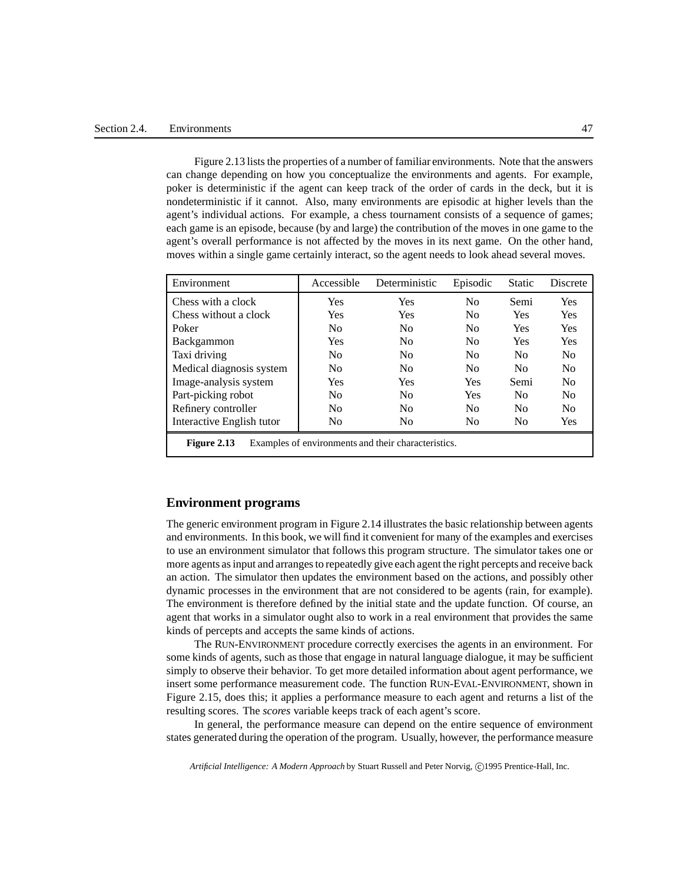Figure 2.13 lists the properties of a number of familiar environments. Note that the answers can change depending on how you conceptualize the environments and agents. For example, poker is deterministic if the agent can keep track of the order of cards in the deck, but it is nondeterministic if it cannot. Also, many environments are episodic at higher levels than the agent's individual actions. For example, a chess tournament consists of a sequence of games; each game is an episode, because (by and large) the contribution of the moves in one game to the agent's overall performance is not affected by the moves in its next game. On the other hand, moves within a single game certainly interact, so the agent needs to look ahead several moves.

| Environment | Accessible | Deterministic | Episodic | Static | Discrete |
|---|---|---|---|---|---|
| Chess with a clock | Yes | Yes | No | Semi | Yes |
| Chess without a clock | Yes | Yes | No | Yes | Yes |
| Poker | No | No | No | Yes | Yes |
| Backgammon | Yes | No | No | Yes | Yes |
| Taxi driving | No | No | No | No | No |
| Medical diagnosis system | No | No | No | No | No |
| Image-analysis system | Yes | Yes | Yes | Semi | No |
| Part-picking robot | No | No | Yes | No | No |
| Refinery controller | No | No | No | No | No |
| Interactive English tutor | No | No | No | No | Yes |

**Figure 2.13** Examples of environments and their characteristics.

## Environment programs

The generic environment program in Figure 2.14 illustrates the basic relationship between agents and environments. In this book, we will find it convenient for many of the examples and exercises to use an environment simulator that follows this program structure. The simulator takes one or more agents as input and arranges to repeatedly give each agent the right percepts and receive back an action. The simulator then updates the environment based on the actions, and possibly other dynamic processes in the environment that are not considered to be agents (rain, for example). The environment is therefore defined by the initial state and the update function. Of course, an agent that works in a simulator ought also to work in a real environment that provides the same kinds of percepts and accepts the same kinds of actions.

The RUN-ENVIRONMENT procedure correctly exercises the agents in an environment. For some kinds of agents, such as those that engage in natural language dialogue, it may be sufficient simply to observe their behavior. To get more detailed information about agent performance, we insert some performance measurement code. The function RUN-EVAL-ENVIRONMENT, shown in Figure 2.15, does this; it applies a performance measure to each agent and returns a list of the resulting scores. The *scores* variable keeps track of each agent's score.

In general, the performance measure can depend on the entire sequence of environment states generated during the operation of the program. Usually, however, the performance measure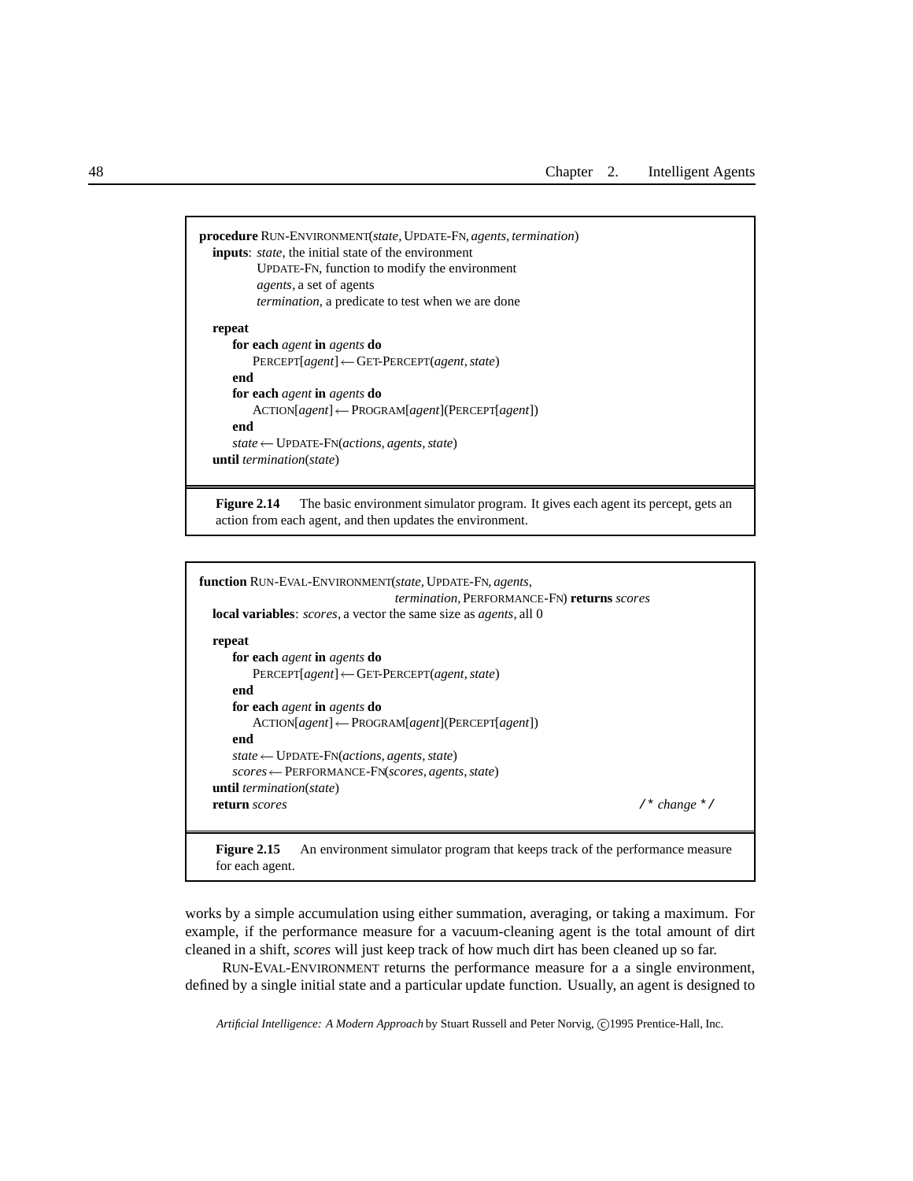```
procedure RUN-ENVIRONMENT(state, UPDATE-FN, agents, termination)
  inputs: state, the initial state of the environment
          UPDATE-FN, function to modify the environment
          agents, a set of agents
          termination, a predicate to test when we are done

  repeat
     for each agent in agents do
        PERCEPT[agent] ← GET-PERCEPT(agent, state)
     end
     for each agent in agents do
        ACTION[agent] ← PROGRAM[agent](PERCEPT[agent])
     end
     state ← UPDATE-FN(actions, agents, state)
  until termination(state)
```

**Figure 2.14** The basic environment simulator program. It gives each agent its percept, gets an action from each agent, and then updates the environment.

```
function RUN-EVAL-ENVIRONMENT(state, UPDATE-FN, agents,
                              termination, PERFORMANCE-FN) returns scores
  local variables: scores, a vector the same size as agents, all 0

  repeat
     for each agent in agents do
        PERCEPT[agent] ← GET-PERCEPT(agent, state)
     end
     for each agent in agents do
        ACTION[agent] ← PROGRAM[agent](PERCEPT[agent])
     end
     state ← UPDATE-FN(actions, agents, state)
     scores ← PERFORMANCE-FN(scores, agents, state)
  until termination(state)
  return scores                                          /* change */
```

**Figure 2.15** An environment simulator program that keeps track of the performance measure for each agent.

works by a simple accumulation using either summation, averaging, or taking a maximum. For example, if the performance measure for a vacuum-cleaning agent is the total amount of dirt cleaned in a shift, *scores* will just keep track of how much dirt has been cleaned up so far.

RUN-EVAL-ENVIRONMENT returns the performance measure for a a single environment, defined by a single initial state and a particular update function. Usually, an agent is designed to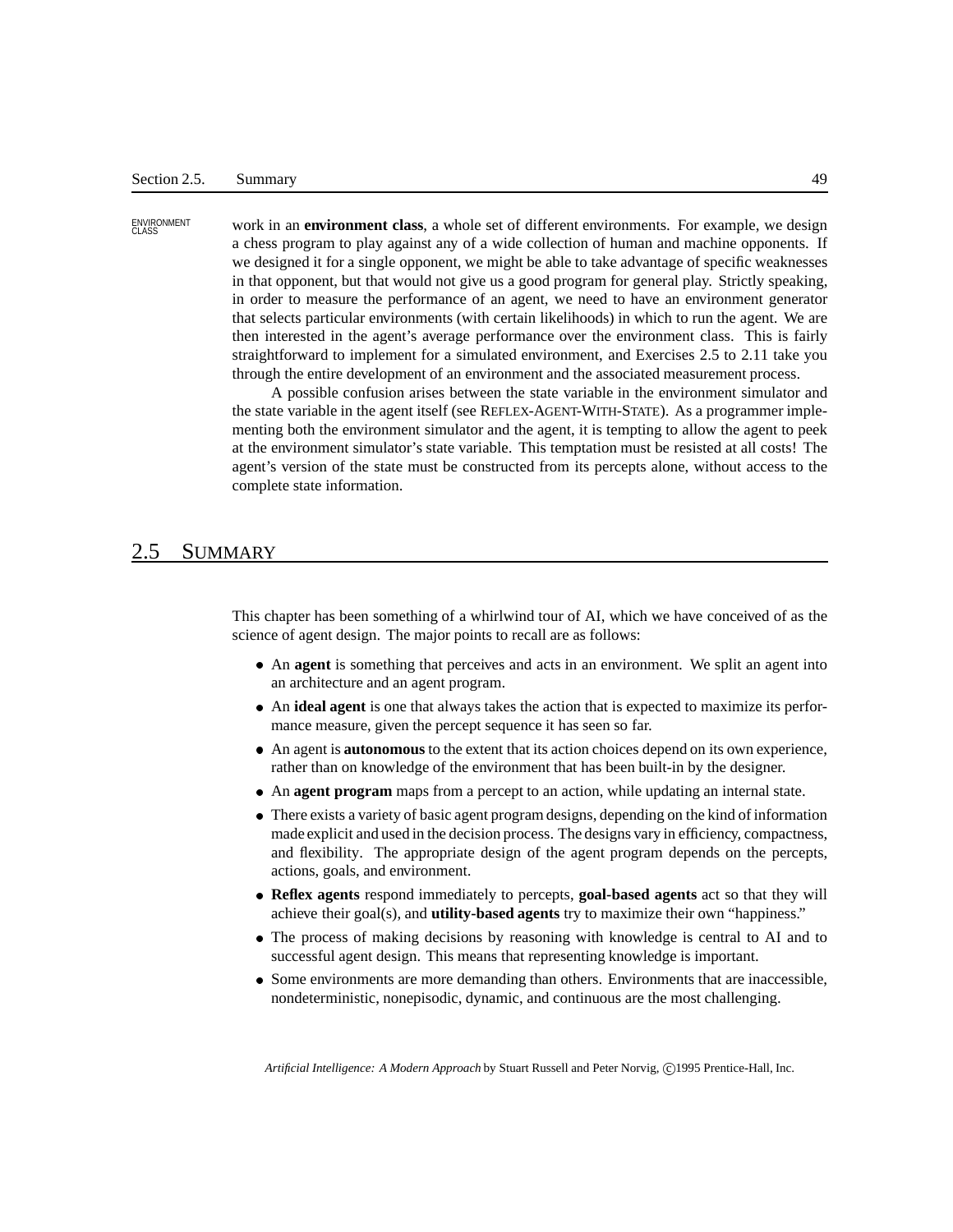ENVIRONMENT CLASS

work in an **environment class**, a whole set of different environments. For example, we design a chess program to play against any of a wide collection of human and machine opponents. If we designed it for a single opponent, we might be able to take advantage of specific weaknesses in that opponent, but that would not give us a good program for general play. Strictly speaking, in order to measure the performance of an agent, we need to have an environment generator that selects particular environments (with certain likelihoods) in which to run the agent. We are then interested in the agent's average performance over the environment class. This is fairly straightforward to implement for a simulated environment, and Exercises 2.5 to 2.11 take you through the entire development of an environment and the associated measurement process.

A possible confusion arises between the state variable in the environment simulator and the state variable in the agent itself (see REFLEX-AGENT-WITH-STATE). As a programmer implementing both the environment simulator and the agent, it is tempting to allow the agent to peek at the environment simulator's state variable. This temptation must be resisted at all costs! The agent's version of the state must be constructed from its percepts alone, without access to the complete state information.

## 2.5 SUMMARY

This chapter has been something of a whirlwind tour of AI, which we have conceived of as the science of agent design. The major points to recall are as follows:

- An **agent** is something that perceives and acts in an environment. We split an agent into an architecture and an agent program.
- An **ideal agent** is one that always takes the action that is expected to maximize its performance measure, given the percept sequence it has seen so far.
- An agent is **autonomous** to the extent that its action choices depend on its own experience, rather than on knowledge of the environment that has been built-in by the designer.
- An **agent program** maps from a percept to an action, while updating an internal state.
- There exists a variety of basic agent program designs, depending on the kind of information made explicit and used in the decision process. The designs vary in efficiency, compactness, and flexibility. The appropriate design of the agent program depends on the percepts, actions, goals, and environment.
- **Reflex agents** respond immediately to percepts, **goal-based agents** act so that they will achieve their goal(s), and **utility-based agents** try to maximize their own "happiness."
- The process of making decisions by reasoning with knowledge is central to AI and to successful agent design. This means that representing knowledge is important.
- Some environments are more demanding than others. Environments that are inaccessible, nondeterministic, nonepisodic, dynamic, and continuous are the most challenging.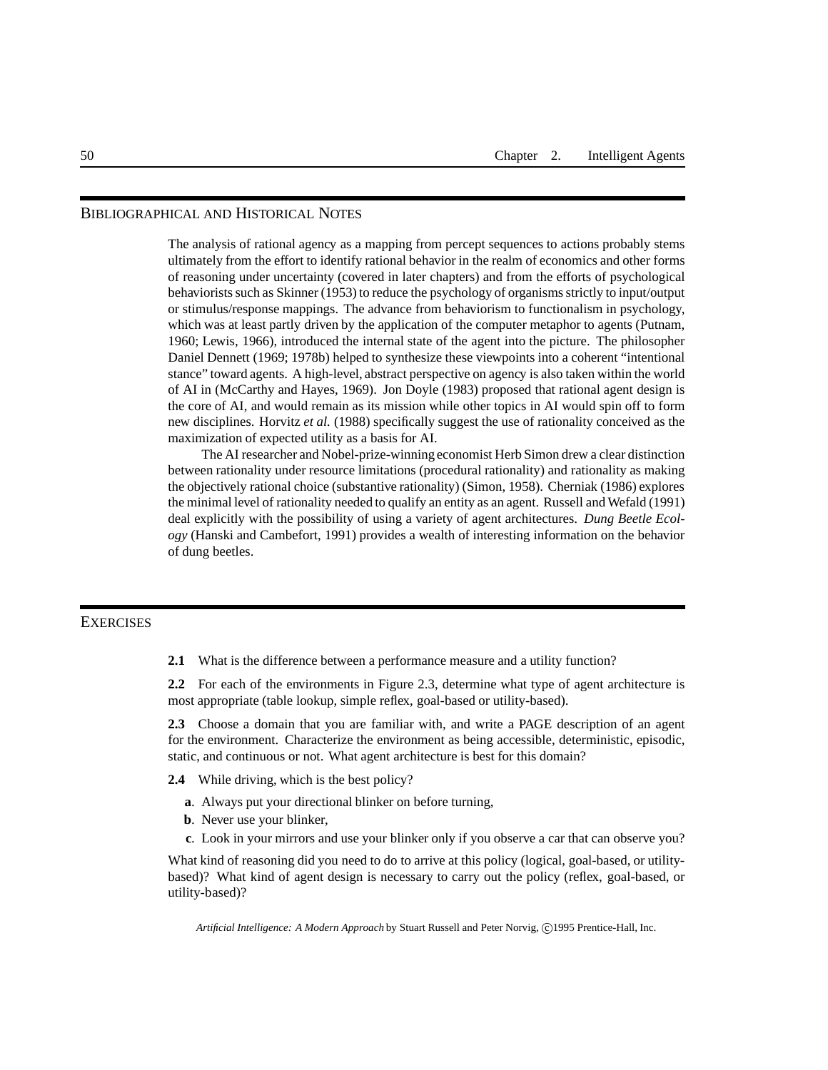## Bibliographical and Historical Notes

The analysis of rational agency as a mapping from percept sequences to actions probably stems ultimately from the effort to identify rational behavior in the realm of economics and other forms of reasoning under uncertainty (covered in later chapters) and from the efforts of psychological behaviorists such as Skinner (1953) to reduce the psychology of organisms strictly to input/output or stimulus/response mappings. The advance from behaviorism to functionalism in psychology, which was at least partly driven by the application of the computer metaphor to agents (Putnam, 1960; Lewis, 1966), introduced the internal state of the agent into the picture. The philosopher Daniel Dennett (1969; 1978b) helped to synthesize these viewpoints into a coherent "intentional stance" toward agents. A high-level, abstract perspective on agency is also taken within the world of AI in (McCarthy and Hayes, 1969). Jon Doyle (1983) proposed that rational agent design is the core of AI, and would remain as its mission while other topics in AI would spin off to form new disciplines. Horvitz *et al.* (1988) specifically suggest the use of rationality conceived as the maximization of expected utility as a basis for AI.

The AI researcher and Nobel-prize-winning economist Herb Simon drew a clear distinction between rationality under resource limitations (procedural rationality) and rationality as making the objectively rational choice (substantive rationality) (Simon, 1958). Cherniak (1986) explores the minimal level of rationality needed to qualify an entity as an agent. Russell and Wefald (1991) deal explicitly with the possibility of using a variety of agent architectures. *Dung Beetle Ecology* (Hanski and Cambefort, 1991) provides a wealth of interesting information on the behavior of dung beetles.

## Exercises

**2.1** What is the difference between a performance measure and a utility function?

**2.2** For each of the environments in Figure 2.3, determine what type of agent architecture is most appropriate (table lookup, simple reflex, goal-based or utility-based).

**2.3** Choose a domain that you are familiar with, and write a PAGE description of an agent for the environment. Characterize the environment as being accessible, deterministic, episodic, static, and continuous or not. What agent architecture is best for this domain?

**2.4** While driving, which is the best policy?

- **a**. Always put your directional blinker on before turning,
- **b**. Never use your blinker,
- **c**. Look in your mirrors and use your blinker only if you observe a car that can observe you?

What kind of reasoning did you need to do to arrive at this policy (logical, goal-based, or utility-based)? What kind of agent design is necessary to carry out the policy (reflex, goal-based, or utility-based)?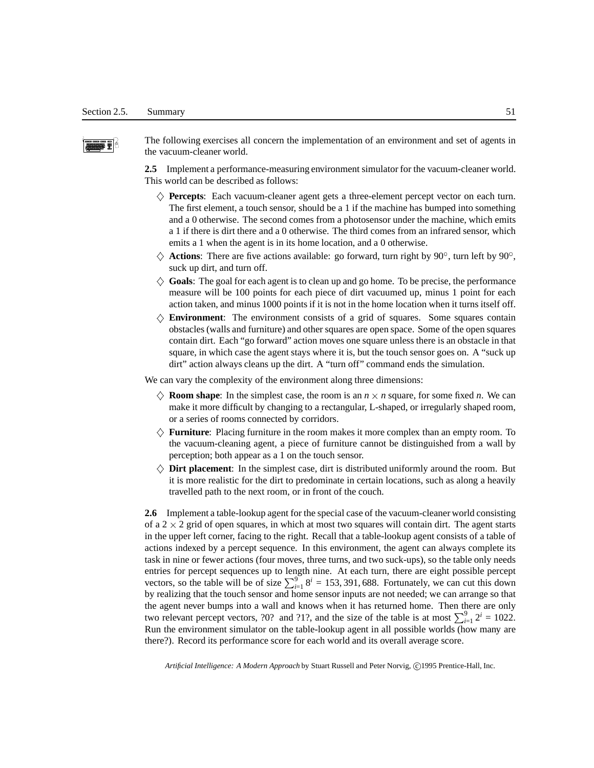The following exercises all concern the implementation of an environment and set of agents in the vacuum-cleaner world.

**2.5** Implement a performance-measuring environment simulator for the vacuum-cleaner world. This world can be described as follows:

- ◇ **Percepts**: Each vacuum-cleaner agent gets a three-element percept vector on each turn. The first element, a touch sensor, should be a 1 if the machine has bumped into something and a 0 otherwise. The second comes from a photosensor under the machine, which emits a 1 if there is dirt there and a 0 otherwise. The third comes from an infrared sensor, which emits a 1 when the agent is in its home location, and a 0 otherwise.
- ◇ **Actions**: There are five actions available: go forward, turn right by 90°, turn left by 90°, suck up dirt, and turn off.
- ◇ **Goals**: The goal for each agent is to clean up and go home. To be precise, the performance measure will be 100 points for each piece of dirt vacuumed up, minus 1 point for each action taken, and minus 1000 points if it is not in the home location when it turns itself off.
- ◇ **Environment**: The environment consists of a grid of squares. Some squares contain obstacles (walls and furniture) and other squares are open space. Some of the open squares contain dirt. Each "go forward" action moves one square unless there is an obstacle in that square, in which case the agent stays where it is, but the touch sensor goes on. A "suck up dirt" action always cleans up the dirt. A "turn off" command ends the simulation.

We can vary the complexity of the environment along three dimensions:

- ◇ **Room shape**: In the simplest case, the room is an $n \times n$ square, for some fixed $n$. We can make it more difficult by changing to a rectangular, L-shaped, or irregularly shaped room, or a series of rooms connected by corridors.
- ◇ **Furniture**: Placing furniture in the room makes it more complex than an empty room. To the vacuum-cleaning agent, a piece of furniture cannot be distinguished from a wall by perception; both appear as a 1 on the touch sensor.
- ◇ **Dirt placement**: In the simplest case, dirt is distributed uniformly around the room. But it is more realistic for the dirt to predominate in certain locations, such as along a heavily travelled path to the next room, or in front of the couch.

**2.6** Implement a table-lookup agent for the special case of the vacuum-cleaner world consisting of a $2 \times 2$ grid of open squares, in which at most two squares will contain dirt. The agent starts in the upper left corner, facing to the right. Recall that a table-lookup agent consists of a table of actions indexed by a percept sequence. In this environment, the agent can always complete its task in nine or fewer actions (four moves, three turns, and two suck-ups), so the table only needs entries for percept sequences up to length nine. At each turn, there are eight possible percept vectors, so the table will be of size $\sum_{i=1}^{9} 8^i = 153,391,688$. Fortunately, we can cut this down by realizing that the touch sensor and home sensor inputs are not needed; we can arrange so that the agent never bumps into a wall and knows when it has returned home. Then there are only two relevant percept vectors, ?0? and ?1?, and the size of the table is at most $\sum_{i=1}^{9} 2^i = 1022$. Run the environment simulator on the table-lookup agent in all possible worlds (how many are there?). Record its performance score for each world and its overall average score.

*Artificial Intelligence: A Modern Approach* by Stuart Russell and Peter Norvig, ©1995 Prentice-Hall, Inc.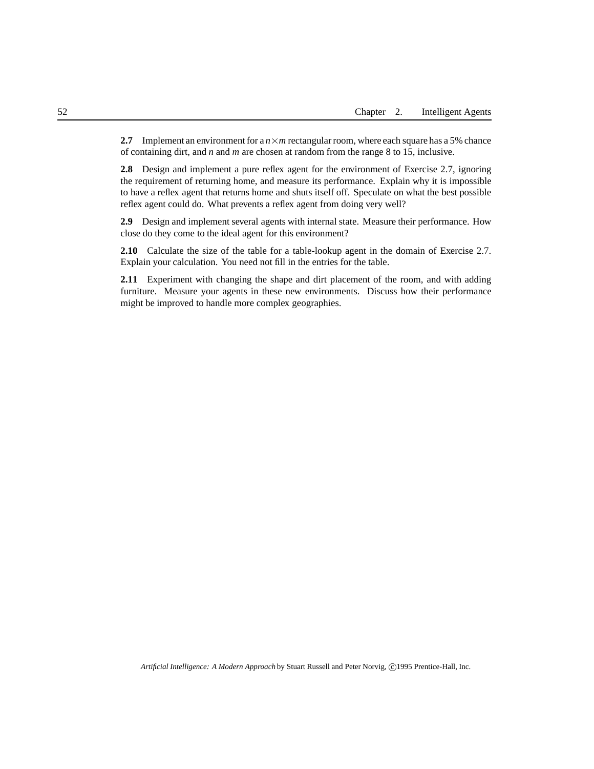**2.7** Implement an environment for a $n \times m$ rectangular room, where each square has a 5% chance of containing dirt, and $n$ and $m$ are chosen at random from the range 8 to 15, inclusive.

**2.8** Design and implement a pure reflex agent for the environment of Exercise 2.7, ignoring the requirement of returning home, and measure its performance. Explain why it is impossible to have a reflex agent that returns home and shuts itself off. Speculate on what the best possible reflex agent could do. What prevents a reflex agent from doing very well?

**2.9** Design and implement several agents with internal state. Measure their performance. How close do they come to the ideal agent for this environment?

**2.10** Calculate the size of the table for a table-lookup agent in the domain of Exercise 2.7. Explain your calculation. You need not fill in the entries for the table.

**2.11** Experiment with changing the shape and dirt placement of the room, and with adding furniture. Measure your agents in these new environments. Discuss how their performance might be improved to handle more complex geographies.